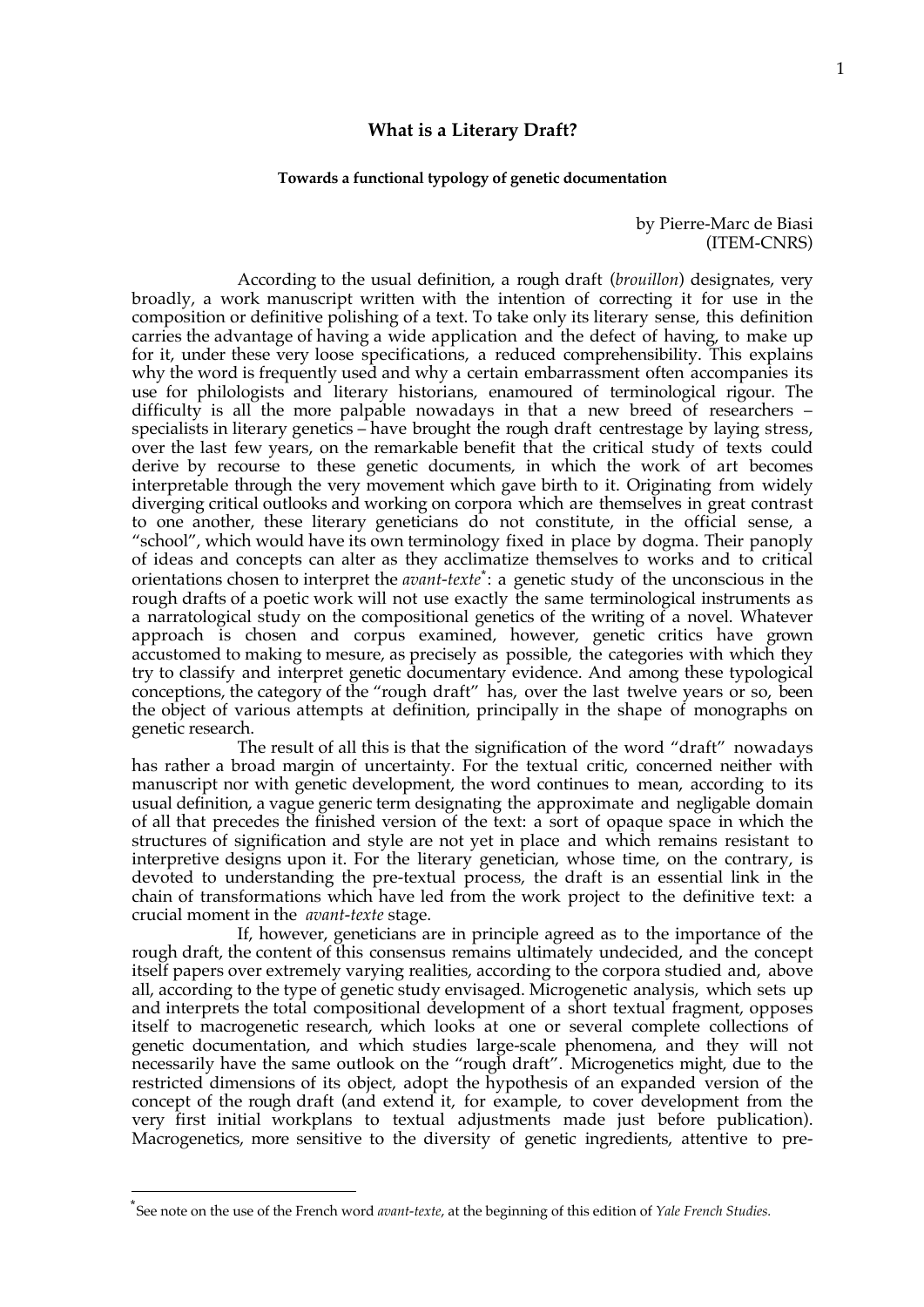# What is a Literary Draft?

### Towards a functional typology of genetic documentation

by Pierre-Marc de Biasi
(ITEM-CNRS)

According to the usual definition, a rough draft (*brouillon*) designates, very broadly, a work manuscript written with the intention of correcting it for use in the composition or definitive polishing of a text. To take only its literary sense, this definition carries the advantage of having a wide application and the defect of having, to make up for it, under these very loose specifications, a reduced comprehensibility. This explains why the word is frequently used and why a certain embarrassment often accompanies its use for philologists and literary historians, enamoured of terminological rigour. The difficulty is all the more palpable nowadays in that a new breed of researchers – specialists in literary genetics – have brought the rough draft centrestage by laying stress, over the last few years, on the remarkable benefit that the critical study of texts could derive by recourse to these genetic documents, in which the work of art becomes interpretable through the very movement which gave birth to it. Originating from widely diverging critical outlooks and working on corpora which are themselves in great contrast to one another, these literary geneticians do not constitute, in the official sense, a "school", which would have its own terminology fixed in place by dogma. Their panoply of ideas and concepts can alter as they acclimatize themselves to works and to critical orientations chosen to interpret the *avant-texte*[*]: a genetic study of the unconscious in the rough drafts of a poetic work will not use exactly the same terminological instruments as a narratological study on the compositional genetics of the writing of a novel. Whatever approach is chosen and corpus examined, however, genetic critics have grown accustomed to making to mesure, as precisely as possible, the categories with which they try to classify and interpret genetic documentary evidence. And among these typological conceptions, the category of the "rough draft" has, over the last twelve years or so, been the object of various attempts at definition, principally in the shape of monographs on genetic research.

The result of all this is that the signification of the word "draft" nowadays has rather a broad margin of uncertainty. For the textual critic, concerned neither with manuscript nor with genetic development, the word continues to mean, according to its usual definition, a vague generic term designating the approximate and negligable domain of all that precedes the finished version of the text: a sort of opaque space in which the structures of signification and style are not yet in place and which remains resistant to interpretive designs upon it. For the literary genetician, whose time, on the contrary, is devoted to understanding the pre-textual process, the draft is an essential link in the chain of transformations which have led from the work project to the definitive text: a crucial moment in the *avant-texte* stage.

If, however, geneticians are in principle agreed as to the importance of the rough draft, the content of this consensus remains ultimately undecided, and the concept itself papers over extremely varying realities, according to the corpora studied and, above all, according to the type of genetic study envisaged. Microgenetic analysis, which sets up and interprets the total compositional development of a short textual fragment, opposes itself to macrogenetic research, which looks at one or several complete collections of genetic documentation, and which studies large-scale phenomena, and they will not necessarily have the same outlook on the "rough draft". Microgenetics might, due to the restricted dimensions of its object, adopt the hypothesis of an expanded version of the concept of the rough draft (and extend it, for example, to cover development from the very first initial workplans to textual adjustments made just before publication). Macrogenetics, more sensitive to the diversity of genetic ingredients, attentive to pre-

[*] See note on the use of the French word *avant-texte*, at the beginning of this edition of *Yale French Studies.*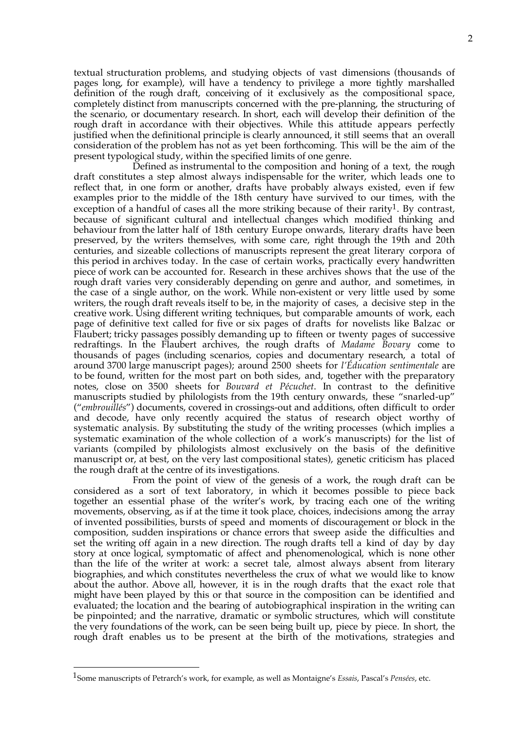textual structuration problems, and studying objects of vast dimensions (thousands of pages long, for example), will have a tendency to privilege a more tightly marshalled definition of the rough draft, conceiving of it exclusively as the compositional space, completely distinct from manuscripts concerned with the pre-planning, the structuring of the scenario, or documentary research. In short, each will develop their definition of the rough draft in accordance with their objectives. While this attitude appears perfectly justified when the definitional principle is clearly announced, it still seems that an overall consideration of the problem has not as yet been forthcoming. This will be the aim of the present typological study, within the specified limits of one genre.

Defined as instrumental to the composition and honing of a text, the rough draft constitutes a step almost always indispensable for the writer, which leads one to reflect that, in one form or another, drafts have probably always existed, even if few examples prior to the middle of the 18th century have survived to our times, with the exception of a handful of cases all the more striking because of their rarity[1]. By contrast, because of significant cultural and intellectual changes which modified thinking and behaviour from the latter half of 18th century Europe onwards, literary drafts have been preserved, by the writers themselves, with some care, right through the 19th and 20th centuries, and sizeable collections of manuscripts represent the great literary corpora of this period in archives today. In the case of certain works, practically every handwritten piece of work can be accounted for. Research in these archives shows that the use of the rough draft varies very considerably depending on genre and author, and sometimes, in the case of a single author, on the work. While non-existent or very little used by some writers, the rough draft reveals itself to be, in the majority of cases, a decisive step in the creative work. Using different writing techniques, but comparable amounts of work, each page of definitive text called for five or six pages of drafts for novelists like Balzac or Flaubert; tricky passages possibly demanding up to fifteen or twenty pages of successive redraftings. In the Flaubert archives, the rough drafts of *Madame Bovary* come to thousands of pages (including scenarios, copies and documentary research, a total of around 3700 large manuscript pages); around 2500 sheets for *l'Éducation sentimentale* are to be found, written for the most part on both sides, and, together with the preparatory notes, close on 3500 sheets for *Bouvard et Pécuchet*. In contrast to the definitive manuscripts studied by philologists from the 19th century onwards, these "snarled-up" ("*embrouillés*") documents, covered in crossings-out and additions, often difficult to order and decode, have only recently acquired the status of research object worthy of systematic analysis. By substituting the study of the writing processes (which implies a systematic examination of the whole collection of a work's manuscripts) for the list of variants (compiled by philologists almost exclusively on the basis of the definitive manuscript or, at best, on the very last compositional states), genetic criticism has placed the rough draft at the centre of its investigations.

From the point of view of the genesis of a work, the rough draft can be considered as a sort of text laboratory, in which it becomes possible to piece back together an essential phase of the writer's work, by tracing each one of the writing movements, observing, as if at the time it took place, choices, indecisions among the array of invented possibilities, bursts of speed and moments of discouragement or block in the composition, sudden inspirations or chance errors that sweep aside the difficulties and set the writing off again in a new direction. The rough drafts tell a kind of day by day story at once logical, symptomatic of affect and phenomenological, which is none other than the life of the writer at work: a secret tale, almost always absent from literary biographies, and which constitutes nevertheless the crux of what we would like to know about the author. Above all, however, it is in the rough drafts that the exact role that might have been played by this or that source in the composition can be identified and evaluated; the location and the bearing of autobiographical inspiration in the writing can be pinpointed; and the narrative, dramatic or symbolic structures, which will constitute the very foundations of the work, can be seen being built up, piece by piece. In short, the rough draft enables us to be present at the birth of the motivations, strategies and

[1] Some manuscripts of Petrarch's work, for example, as well as Montaigne's *Essais*, Pascal's *Pensées*, etc.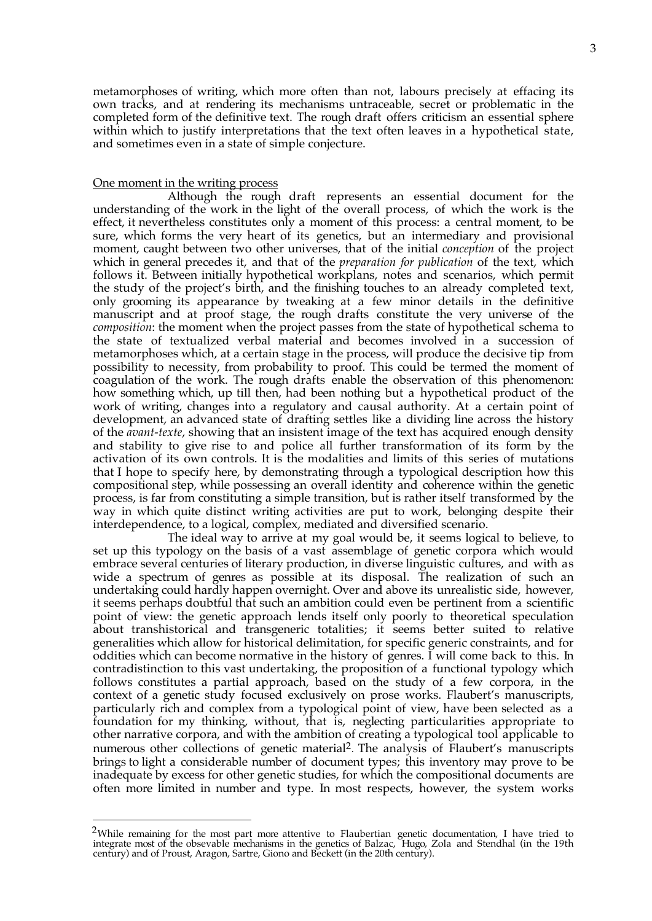metamorphoses of writing, which more often than not, labours precisely at effacing its own tracks, and at rendering its mechanisms untraceable, secret or problematic in the completed form of the definitive text. The rough draft offers criticism an essential sphere within which to justify interpretations that the text often leaves in a hypothetical state, and sometimes even in a state of simple conjecture.

## One moment in the writing process

Although the rough draft represents an essential document for the understanding of the work in the light of the overall process, of which the work is the effect, it nevertheless constitutes only a moment of this process: a central moment, to be sure, which forms the very heart of its genetics, but an intermediary and provisional moment, caught between two other universes, that of the initial *conception* of the project which in general precedes it, and that of the *preparation for publication* of the text, which follows it. Between initially hypothetical workplans, notes and scenarios, which permit the study of the project's birth, and the finishing touches to an already completed text, only grooming its appearance by tweaking at a few minor details in the definitive manuscript and at proof stage, the rough drafts constitute the very universe of the *composition*: the moment when the project passes from the state of hypothetical schema to the state of textualized verbal material and becomes involved in a succession of metamorphoses which, at a certain stage in the process, will produce the decisive tip from possibility to necessity, from probability to proof. This could be termed the moment of coagulation of the work. The rough drafts enable the observation of this phenomenon: how something which, up till then, had been nothing but a hypothetical product of the work of writing, changes into a regulatory and causal authority. At a certain point of development, an advanced state of drafting settles like a dividing line across the history of the *avant-texte*, showing that an insistent image of the text has acquired enough density and stability to give rise to and police all further transformation of its form by the activation of its own controls. It is the modalities and limits of this series of mutations that I hope to specify here, by demonstrating through a typological description how this compositional step, while possessing an overall identity and coherence within the genetic process, is far from constituting a simple transition, but is rather itself transformed by the way in which quite distinct writing activities are put to work, belonging despite their interdependence, to a logical, complex, mediated and diversified scenario.

The ideal way to arrive at my goal would be, it seems logical to believe, to set up this typology on the basis of a vast assemblage of genetic corpora which would embrace several centuries of literary production, in diverse linguistic cultures, and with as wide a spectrum of genres as possible at its disposal. The realization of such an undertaking could hardly happen overnight. Over and above its unrealistic side, however, it seems perhaps doubtful that such an ambition could even be pertinent from a scientific point of view: the genetic approach lends itself only poorly to theoretical speculation about transhistorical and transgeneric totalities; it seems better suited to relative generalities which allow for historical delimitation, for specific generic constraints, and for oddities which can become normative in the history of genres. I will come back to this. In contradistinction to this vast undertaking, the proposition of a functional typology which follows constitutes a partial approach, based on the study of a few corpora, in the context of a genetic study focused exclusively on prose works. Flaubert's manuscripts, particularly rich and complex from a typological point of view, have been selected as a foundation for my thinking, without, that is, neglecting particularities appropriate to other narrative corpora, and with the ambition of creating a typological tool applicable to numerous other collections of genetic material[2]. The analysis of Flaubert's manuscripts brings to light a considerable number of document types; this inventory may prove to be inadequate by excess for other genetic studies, for which the compositional documents are often more limited in number and type. In most respects, however, the system works

[2] While remaining for the most part more attentive to Flaubertian genetic documentation, I have tried to integrate most of the observable mechanisms in the genetics of Balzac, Hugo, Zola and Stendhal (in the 19th century) and of Proust, Aragon, Sartre, Giono and Beckett (in the 20th century).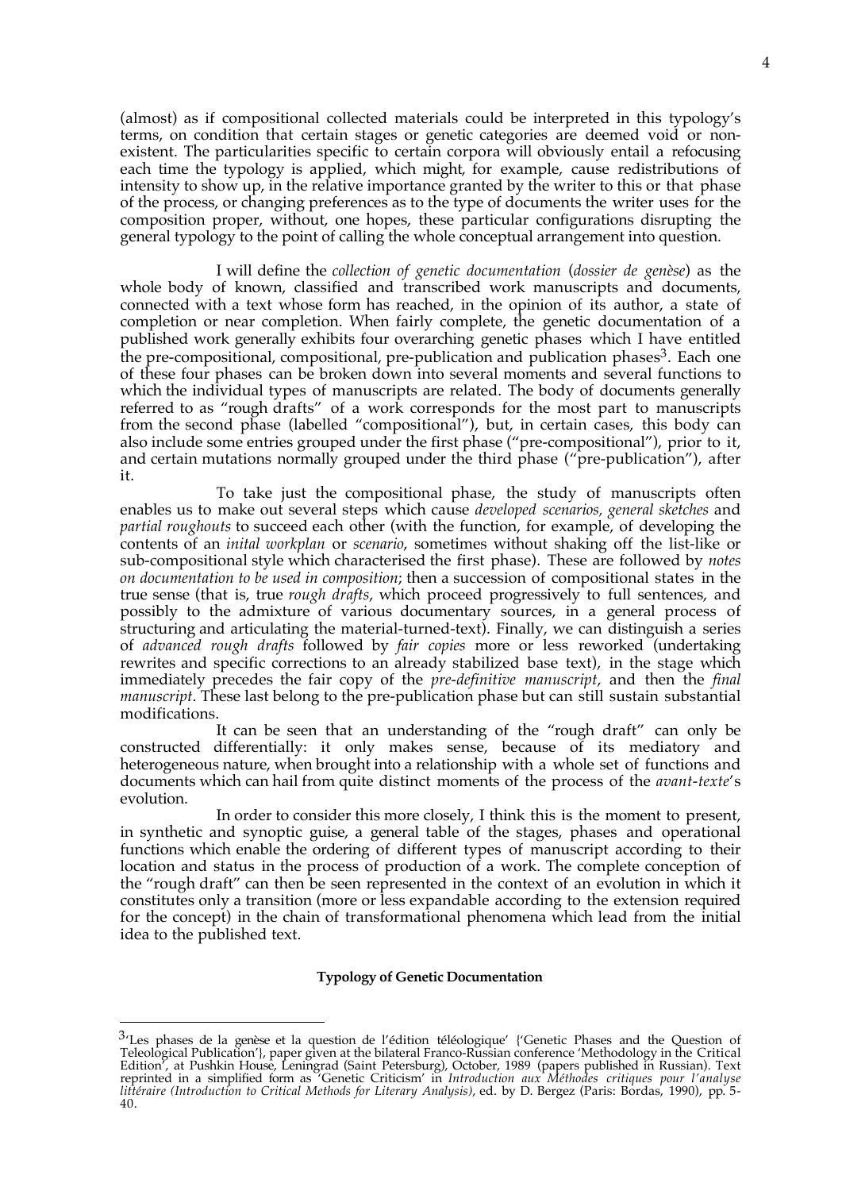(almost) as if compositional collected materials could be interpreted in this typology's terms, on condition that certain stages or genetic categories are deemed void or non-existent. The particularities specific to certain corpora will obviously entail a refocusing each time the typology is applied, which might, for example, cause redistributions of intensity to show up, in the relative importance granted by the writer to this or that phase of the process, or changing preferences as to the type of documents the writer uses for the composition proper, without, one hopes, these particular configurations disrupting the general typology to the point of calling the whole conceptual arrangement into question.

I will define the *collection of genetic documentation* (*dossier de genèse*) as the whole body of known, classified and transcribed work manuscripts and documents, connected with a text whose form has reached, in the opinion of its author, a state of completion or near completion. When fairly complete, the genetic documentation of a published work generally exhibits four overarching genetic phases which I have entitled the pre-compositional, compositional, pre-publication and publication phases[3]. Each one of these four phases can be broken down into several moments and several functions to which the individual types of manuscripts are related. The body of documents generally referred to as "rough drafts" of a work corresponds for the most part to manuscripts from the second phase (labelled "compositional"), but, in certain cases, this body can also include some entries grouped under the first phase ("pre-compositional"), prior to it, and certain mutations normally grouped under the third phase ("pre-publication"), after it.

To take just the compositional phase, the study of manuscripts often enables us to make out several steps which cause *developed scenarios, general sketches* and *partial roughouts* to succeed each other (with the function, for example, of developing the contents of an *inital workplan* or *scenario*, sometimes without shaking off the list-like or sub-compositional style which characterised the first phase). These are followed by *notes on documentation to be used in composition*; then a succession of compositional states in the true sense (that is, true *rough drafts*, which proceed progressively to full sentences, and possibly to the admixture of various documentary sources, in a general process of structuring and articulating the material-turned-text). Finally, we can distinguish a series of *advanced rough drafts* followed by *fair copies* more or less reworked (undertaking rewrites and specific corrections to an already stabilized base text), in the stage which immediately precedes the fair copy of the *pre-definitive manuscript*, and then the *final manuscript*. These last belong to the pre-publication phase but can still sustain substantial modifications.

It can be seen that an understanding of the "rough draft" can only be constructed differentially: it only makes sense, because of its mediatory and heterogeneous nature, when brought into a relationship with a whole set of functions and documents which can hail from quite distinct moments of the process of the *avant-texte*'s evolution.

In order to consider this more closely, I think this is the moment to present, in synthetic and synoptic guise, a general table of the stages, phases and operational functions which enable the ordering of different types of manuscript according to their location and status in the process of production of a work. The complete conception of the "rough draft" can then be seen represented in the context of an evolution in which it constitutes only a transition (more or less expandable according to the extension required for the concept) in the chain of transformational phenomena which lead from the initial idea to the published text.

**Typology of Genetic Documentation**

---

[3] 'Les phases de la genèse et la question de l'édition téléologique' ('Genetic Phases and the Question of Teleological Publication'), paper given at the bilateral Franco-Russian conference 'Methodology in the Critical Edition', at Pushkin House, Leningrad (Saint Petersburg), October, 1989 (papers published in Russian). Text reprinted in a simplified form as 'Genetic Criticism' in *Introduction aux Méthodes critiques pour l'analyse littéraire (Introduction to Critical Methods for Literary Analysis)*, ed. by D. Bergez (Paris: Bordas, 1990), pp. 5-40.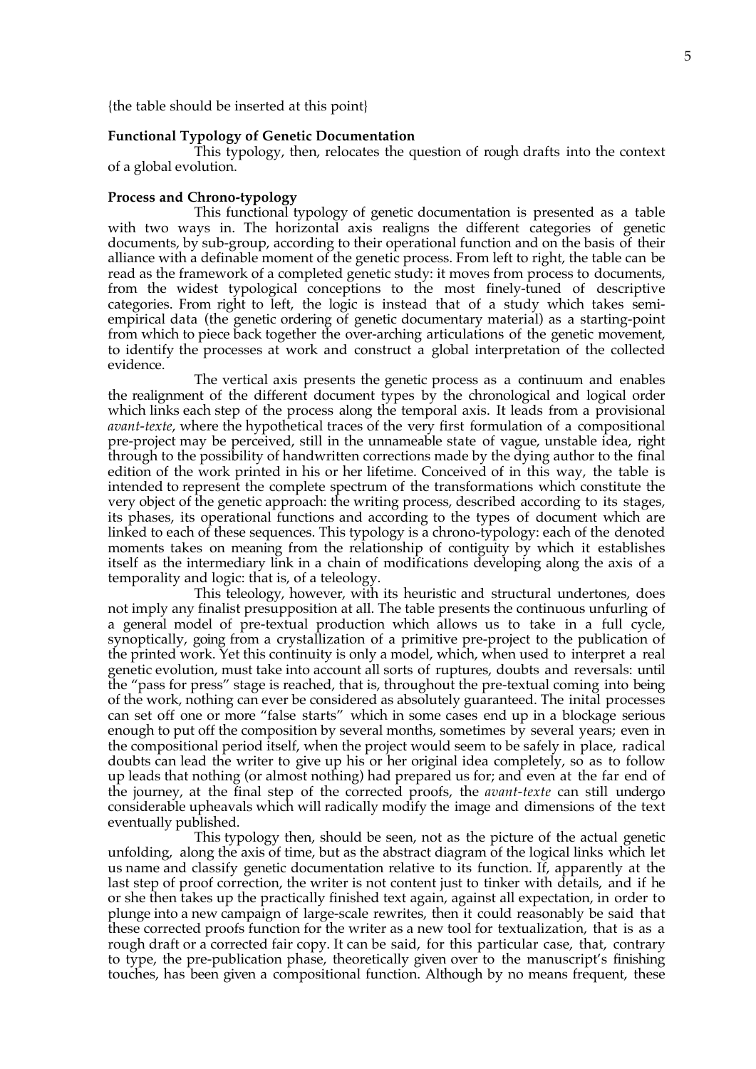{the table should be inserted at this point}

**Functional Typology of Genetic Documentation**

This typology, then, relocates the question of rough drafts into the context of a global evolution.

**Process and Chrono-typology**

This functional typology of genetic documentation is presented as a table with two ways in. The horizontal axis realigns the different categories of genetic documents, by sub-group, according to their operational function and on the basis of their alliance with a definable moment of the genetic process. From left to right, the table can be read as the framework of a completed genetic study: it moves from process to documents, from the widest typological conceptions to the most finely-tuned of descriptive categories. From right to left, the logic is instead that of a study which takes semi-empirical data (the genetic ordering of genetic documentary material) as a starting-point from which to piece back together the over-arching articulations of the genetic movement, to identify the processes at work and construct a global interpretation of the collected evidence.

The vertical axis presents the genetic process as a continuum and enables the realignment of the different document types by the chronological and logical order which links each step of the process along the temporal axis. It leads from a provisional *avant-texte*, where the hypothetical traces of the very first formulation of a compositional pre-project may be perceived, still in the unnameable state of vague, unstable idea, right through to the possibility of handwritten corrections made by the dying author to the final edition of the work printed in his or her lifetime. Conceived of in this way, the table is intended to represent the complete spectrum of the transformations which constitute the very object of the genetic approach: the writing process, described according to its stages, its phases, its operational functions and according to the types of document which are linked to each of these sequences. This typology is a chrono-typology: each of the denoted moments takes on meaning from the relationship of contiguity by which it establishes itself as the intermediary link in a chain of modifications developing along the axis of a temporality and logic: that is, of a teleology.

This teleology, however, with its heuristic and structural undertones, does not imply any finalist presupposition at all. The table presents the continuous unfurling of a general model of pre-textual production which allows us to take in a full cycle, synoptically, going from a crystallization of a primitive pre-project to the publication of the printed work. Yet this continuity is only a model, which, when used to interpret a real genetic evolution, must take into account all sorts of ruptures, doubts and reversals: until the "pass for press" stage is reached, that is, throughout the pre-textual coming into being of the work, nothing can ever be considered as absolutely guaranteed. The inital processes can set off one or more "false starts" which in some cases end up in a blockage serious enough to put off the composition by several months, sometimes by several years; even in the compositional period itself, when the project would seem to be safely in place, radical doubts can lead the writer to give up his or her original idea completely, so as to follow up leads that nothing (or almost nothing) had prepared us for; and even at the far end of the journey, at the final step of the corrected proofs, the *avant-texte* can still undergo considerable upheavals which will radically modify the image and dimensions of the text eventually published.

This typology then, should be seen, not as the picture of the actual genetic unfolding, along the axis of time, but as the abstract diagram of the logical links which let us name and classify genetic documentation relative to its function. If, apparently at the last step of proof correction, the writer is not content just to tinker with details, and if he or she then takes up the practically finished text again, against all expectation, in order to plunge into a new campaign of large-scale rewrites, then it could reasonably be said that these corrected proofs function for the writer as a new tool for textualization, that is as a rough draft or a corrected fair copy. It can be said, for this particular case, that, contrary to type, the pre-publication phase, theoretically given over to the manuscript's finishing touches, has been given a compositional function. Although by no means frequent, these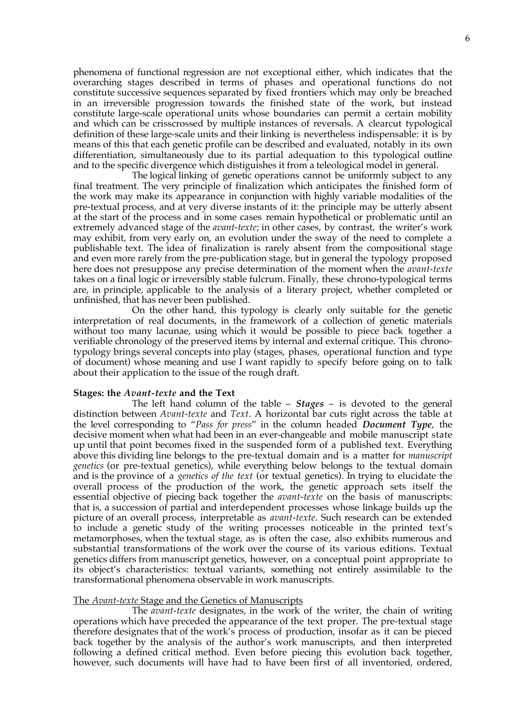phenomena of functional regression are not exceptional either, which indicates that the overarching stages described in terms of phases and operational functions do not constitute successive sequences separated by fixed frontiers which may only be breached in an irreversible progression towards the finished state of the work, but instead constitute large-scale operational units whose boundaries can permit a certain mobility and which can be crisscrossed by multiple instances of reversals. A clearcut typological definition of these large-scale units and their linking is nevertheless indispensable: it is by means of this that each genetic profile can be described and evaluated, notably in its own differentiation, simultaneously due to its partial adequation to this typological outline and to the specific divergence which distiguishes it from a teleological model in general.

The logical linking of genetic operations cannot be uniformly subject to any final treatment. The very principle of finalization which anticipates the finished form of the work may make its appearance in conjunction with highly variable modalities of the pre-textual process, and at very diverse instants of it: the principle may be utterly absent at the start of the process and in some cases remain hypothetical or problematic until an extremely advanced stage of the *avant-texte*; in other cases, by contrast, the writer's work may exhibit, from very early on, an evolution under the sway of the need to complete a publishable text. The idea of finalization is rarely absent from the compositional stage and even more rarely from the pre-publication stage, but in general the typology proposed here does not presuppose any precise determination of the moment when the *avant-texte* takes on a final logic or irreversibly stable fulcrum. Finally, these chrono-typological terms are, in principle, applicable to the analysis of a literary project, whether completed or unfinished, that has never been published.

On the other hand, this typology is clearly only suitable for the genetic interpretation of real documents, in the framework of a collection of genetic materials without too many lacunae, using which it would be possible to piece back together a verifiable chronology of the preserved items by internal and external critique. This chrono-typology brings several concepts into play (stages, phases, operational function and type of document) whose meaning and use I want rapidly to specify before going on to talk about their application to the issue of the rough draft.

**Stages: the *Avant-texte* and the Text**

The left hand column of the table – ***Stages*** – is devoted to the general distinction between *Avant-texte* and *Text*. A horizontal bar cuts right across the table at the level corresponding to "*Pass for press*" in the column headed ***Document Type***, the decisive moment when what had been in an ever-changeable and mobile manuscript state up until that point becomes fixed in the suspended form of a published text. Everything above this dividing line belongs to the pre-textual domain and is a matter for *manuscript genetics* (or pre-textual genetics), while everything below belongs to the textual domain and is the province of a *genetics of the text* (or textual genetics). In trying to elucidate the overall process of the production of the work, the genetic approach sets itself the essential objective of piecing back together the *avant-texte* on the basis of manuscripts: that is, a succession of partial and interdependent processes whose linkage builds up the picture of an overall process, interpretable as *avant-texte*. Such research can be extended to include a genetic study of the writing processes noticeable in the printed text's metamorphoses, when the textual stage, as is often the case, also exhibits numerous and substantial transformations of the work over the course of its various editions. Textual genetics differs from manuscript genetics, however, on a conceptual point appropriate to its object's characteristics: textual variants, something not entirely assimilable to the transformational phenomena observable in work manuscripts.

<u>The *Avant-texte* Stage and the Genetics of Manuscripts</u>

The *avant-texte* designates, in the work of the writer, the chain of writing operations which have preceded the appearance of the text proper. The pre-textual stage therefore designates that of the work's process of production, insofar as it can be pieced back together by the analysis of the author's work manuscripts, and then interpreted following a defined critical method. Even before piecing this evolution back together, however, such documents will have had to have been first of all inventoried, ordered,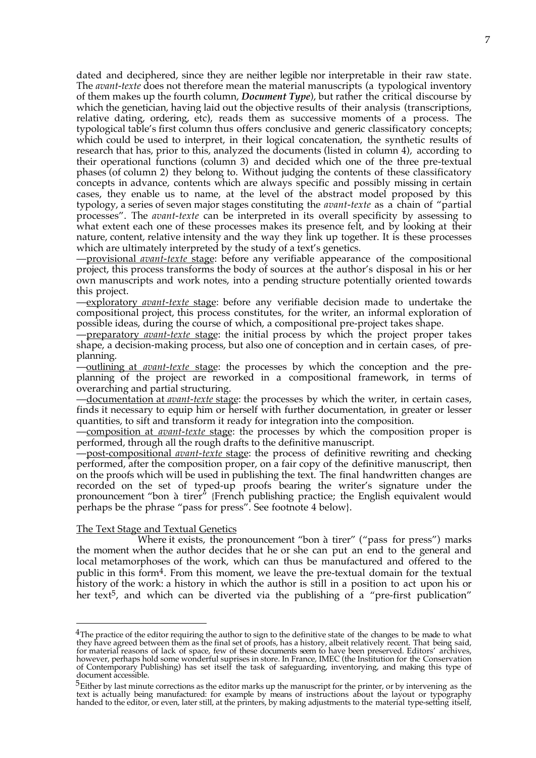dated and deciphered, since they are neither legible nor interpretable in their raw state. The *avant-texte* does not therefore mean the material manuscripts (a typological inventory of them makes up the fourth column, ***Document Type***), but rather the critical discourse by which the genetician, having laid out the objective results of their analysis (transcriptions, relative dating, ordering, etc), reads them as successive moments of a process. The typological table's first column thus offers conclusive and generic classificatory concepts; which could be used to interpret, in their logical concatenation, the synthetic results of research that has, prior to this, analyzed the documents (listed in column 4), according to their operational functions (column 3) and decided which one of the three pre-textual phases (of column 2) they belong to. Without judging the contents of these classificatory concepts in advance, contents which are always specific and possibly missing in certain cases, they enable us to name, at the level of the abstract model proposed by this typology, a series of seven major stages constituting the *avant-texte* as a chain of "partial processes". The *avant-texte* can be interpreted in its overall specificity by assessing to what extent each one of these processes makes its presence felt, and by looking at their nature, content, relative intensity and the way they link up together. It is these processes which are ultimately interpreted by the study of a text's genetics.

—provisional *avant-texte* stage: before any verifiable appearance of the compositional project, this process transforms the body of sources at the author's disposal in his or her own manuscripts and work notes, into a pending structure potentially oriented towards this project.

—exploratory *avant-texte* stage: before any verifiable decision made to undertake the compositional project, this process constitutes, for the writer, an informal exploration of possible ideas, during the course of which, a compositional pre-project takes shape.

—preparatory *avant-texte* stage: the initial process by which the project proper takes shape, a decision-making process, but also one of conception and in certain cases, of pre-planning.

—outlining at *avant-texte* stage: the processes by which the conception and the pre-planning of the project are reworked in a compositional framework, in terms of overarching and partial structuring.

—documentation at *avant-texte* stage: the processes by which the writer, in certain cases, finds it necessary to equip him or herself with further documentation, in greater or lesser quantities, to sift and transform it ready for integration into the composition.

—composition at *avant-texte* stage: the processes by which the composition proper is performed, through all the rough drafts to the definitive manuscript.

—post-compositional *avant-texte* stage: the process of definitive rewriting and checking performed, after the composition proper, on a fair copy of the definitive manuscript, then on the proofs which will be used in publishing the text. The final handwritten changes are recorded on the set of typed-up proofs bearing the writer's signature under the pronouncement "bon à tirer" {French publishing practice; the English equivalent would perhaps be the phrase "pass for press". See footnote 4 below}.

## The Text Stage and Textual Genetics

Where it exists, the pronouncement "bon à tirer" ("pass for press") marks the moment when the author decides that he or she can put an end to the general and local metamorphoses of the work, which can thus be manufactured and offered to the public in this form[4]. From this moment, we leave the pre-textual domain for the textual history of the work: a history in which the author is still in a position to act upon his or her text[5], and which can be diverted via the publishing of a "pre-first publication"

---

[4]The practice of the editor requiring the author to sign to the definitive state of the changes to be made to what they have agreed between them as the final set of proofs, has a history, albeit relatively recent. That being said, for material reasons of lack of space, few of these documents seem to have been preserved. Editors' archives, however, perhaps hold some wonderful suprises in store. In France, IMEC (the Institution for the Conservation of Contemporary Publishing) has set itself the task of safeguarding, inventorying, and making this type of document accessible.

[5]Either by last minute corrections as the editor marks up the manuscript for the printer, or by intervening as the text is actually being manufactured: for example by means of instructions about the layout or typography handed to the editor, or even, later still, at the printers, by making adjustments to the material type-setting itself,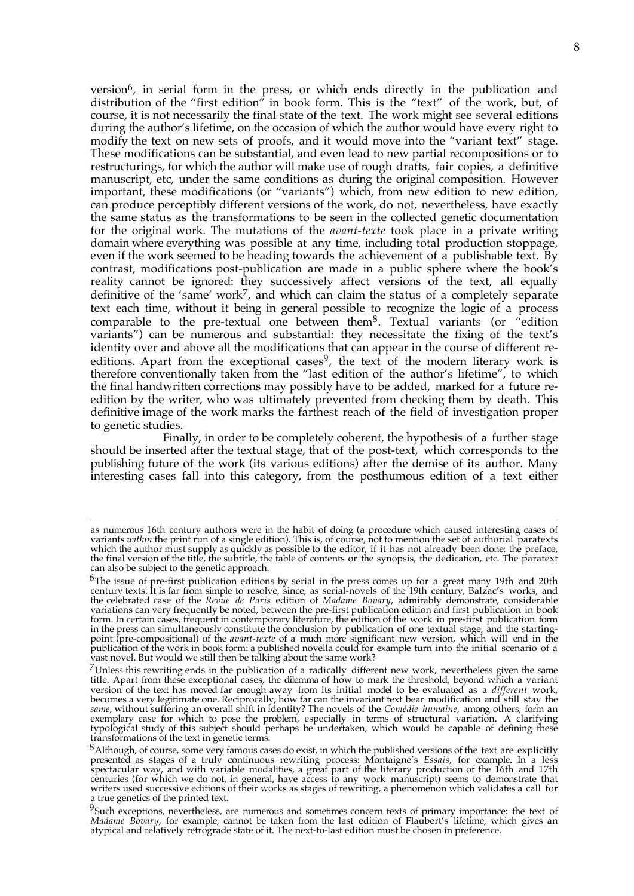version[6], in serial form in the press, or which ends directly in the publication and distribution of the "first edition" in book form. This is the "text" of the work, but, of course, it is not necessarily the final state of the text. The work might see several editions during the author's lifetime, on the occasion of which the author would have every right to modify the text on new sets of proofs, and it would move into the "variant text" stage. These modifications can be substantial, and even lead to new partial recompositions or to restructurings, for which the author will make use of rough drafts, fair copies, a definitive manuscript, etc, under the same conditions as during the original composition. However important, these modifications (or "variants") which, from new edition to new edition, can produce perceptibly different versions of the work, do not, nevertheless, have exactly the same status as the transformations to be seen in the collected genetic documentation for the original work. The mutations of the *avant-texte* took place in a private writing domain where everything was possible at any time, including total production stoppage, even if the work seemed to be heading towards the achievement of a publishable text. By contrast, modifications post-publication are made in a public sphere where the book's reality cannot be ignored: they successively affect versions of the text, all equally definitive of the 'same' work[7], and which can claim the status of a completely separate text each time, without it being in general possible to recognize the logic of a process comparable to the pre-textual one between them[8]. Textual variants (or "edition variants") can be numerous and substantial: they necessitate the fixing of the text's identity over and above all the modifications that can appear in the course of different re-editions. Apart from the exceptional cases[9], the text of the modern literary work is therefore conventionally taken from the "last edition of the author's lifetime", to which the final handwritten corrections may possibly have to be added, marked for a future re-edition by the writer, who was ultimately prevented from checking them by death. This definitive image of the work marks the farthest reach of the field of investigation proper to genetic studies.

Finally, in order to be completely coherent, the hypothesis of a further stage should be inserted after the textual stage, that of the post-text, which corresponds to the publishing future of the work (its various editions) after the demise of its author. Many interesting cases fall into this category, from the posthumous edition of a text either

---

as numerous 16th century authors were in the habit of doing (a procedure which caused interesting cases of variants *within* the print run of a single edition). This is, of course, not to mention the set of authorial paratexts which the author must supply as quickly as possible to the editor, if it has not already been done: the preface, the final version of the title, the subtitle, the table of contents or the synopsis, the dedication, etc. The paratext can also be subject to the genetic approach.

[6] The issue of pre-first publication editions by serial in the press comes up for a great many 19th and 20th century texts. It is far from simple to resolve, since, as serial-novels of the 19th century, Balzac's works, and the celebrated case of the *Revue de Paris* edition of *Madame Bovary*, admirably demonstrate, considerable variations can very frequently be noted, between the pre-first publication edition and first publication in book form. In certain cases, frequent in contemporary literature, the edition of the work in pre-first publication form in the press can simultaneously constitute the conclusion by publication of one textual stage, and the starting-point (pre-compositional) of the *avant-texte* of a much more significant new version, which will end in the publication of the work in book form: a published novella could for example turn into the initial scenario of a vast novel. But would we still then be talking about the same work?

[7] Unless this rewriting ends in the publication of a radically different new work, nevertheless given the same title. Apart from these exceptional cases, the dilemma of how to mark the threshold, beyond which a variant version of the text has moved far enough away from its initial model to be evaluated as a *different* work, becomes a very legitimate one. Reciprocally, how far can the invariant text bear modification and still stay the *same*, without suffering an overall shift in identity? The novels of the *Comédie humaine*, among others, form an exemplary case for which to pose the problem, especially in terms of structural variation. A clarifying typological study of this subject should perhaps be undertaken, which would be capable of defining these transformations of the text in genetic terms.

[8] Although, of course, some very famous cases do exist, in which the published versions of the text are explicitly presented as stages of a truly continuous rewriting process: Montaigne's *Essais*, for example. In a less spectacular way, and with variable modalities, a great part of the literary production of the 16th and 17th centuries (for which we do not, in general, have access to any work manuscript) seems to demonstrate that writers used successive editions of their works as stages of rewriting, a phenomenon which validates a call for a true genetics of the printed text.

[9] Such exceptions, nevertheless, are numerous and sometimes concern texts of primary importance: the text of *Madame Bovary*, for example, cannot be taken from the last edition of Flaubert's lifetime, which gives an atypical and relatively retrograde state of it. The next-to-last edition must be chosen in preference.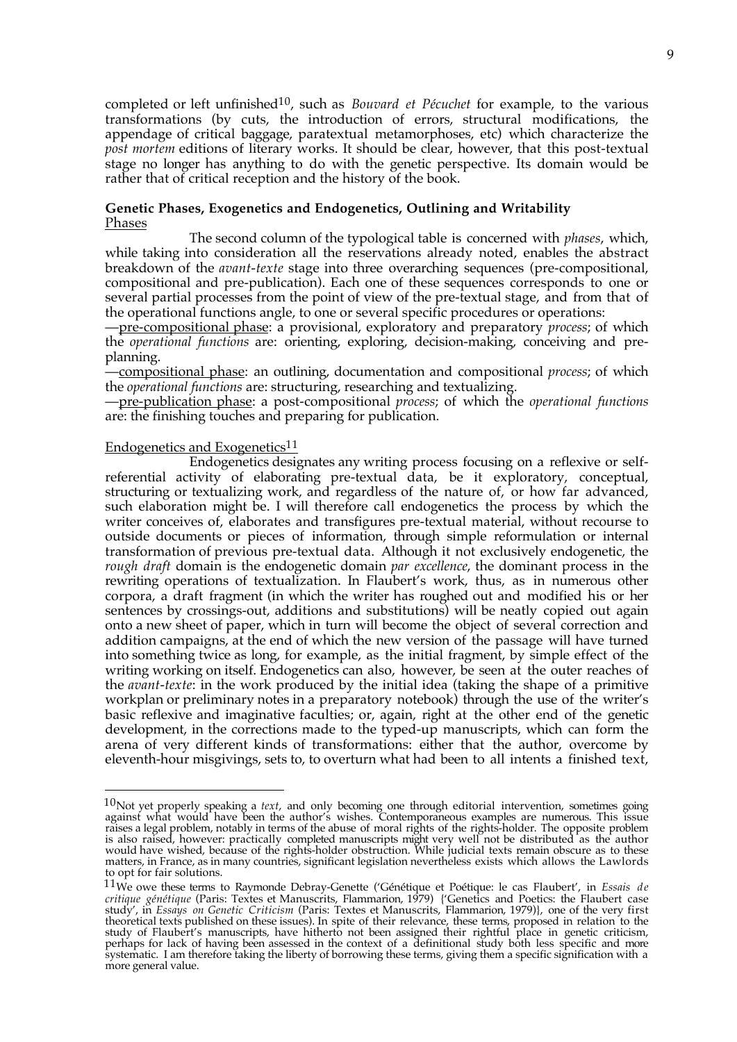completed or left unfinished[10], such as *Bouvard et Pécuchet* for example, to the various transformations (by cuts, the introduction of errors, structural modifications, the appendage of critical baggage, paratextual metamorphoses, etc) which characterize the *post mortem* editions of literary works. It should be clear, however, that this post-textual stage no longer has anything to do with the genetic perspective. Its domain would be rather that of critical reception and the history of the book.

### Genetic Phases, Exogenetics and Endogenetics, Outlining and Writability

Phases

The second column of the typological table is concerned with *phases*, which, while taking into consideration all the reservations already noted, enables the abstract breakdown of the *avant-texte* stage into three overarching sequences (pre-compositional, compositional and pre-publication). Each one of these sequences corresponds to one or several partial processes from the point of view of the pre-textual stage, and from that of the operational functions angle, to one or several specific procedures or operations:

—pre-compositional phase: a provisional, exploratory and preparatory *process*; of which the *operational functions* are: orienting, exploring, decision-making, conceiving and pre-planning.

—compositional phase: an outlining, documentation and compositional *process*; of which the *operational functions* are: structuring, researching and textualizing.

—pre-publication phase: a post-compositional *process*; of which the *operational functions* are: the finishing touches and preparing for publication.

Endogenetics and Exogenetics[11]

Endogenetics designates any writing process focusing on a reflexive or self-referential activity of elaborating pre-textual data, be it exploratory, conceptual, structuring or textualizing work, and regardless of the nature of, or how far advanced, such elaboration might be. I will therefore call endogenetics the process by which the writer conceives of, elaborates and transfigures pre-textual material, without recourse to outside documents or pieces of information, through simple reformulation or internal transformation of previous pre-textual data. Although it not exclusively endogenetic, the *rough draft* domain is the endogenetic domain *par excellence*, the dominant process in the rewriting operations of textualization. In Flaubert's work, thus, as in numerous other corpora, a draft fragment (in which the writer has roughed out and modified his or her sentences by crossings-out, additions and substitutions) will be neatly copied out again onto a new sheet of paper, which in turn will become the object of several correction and addition campaigns, at the end of which the new version of the passage will have turned into something twice as long, for example, as the initial fragment, by simple effect of the writing working on itself. Endogenetics can also, however, be seen at the outer reaches of the *avant-texte*: in the work produced by the initial idea (taking the shape of a primitive workplan or preliminary notes in a preparatory notebook) through the use of the writer's basic reflexive and imaginative faculties; or, again, right at the other end of the genetic development, in the corrections made to the typed-up manuscripts, which can form the arena of very different kinds of transformations: either that the author, overcome by eleventh-hour misgivings, sets to, to overturn what had been to all intents a finished text,

---

[10] Not yet properly speaking a *text*, and only becoming one through editorial intervention, sometimes going against what would have been the author's wishes. Contemporaneous examples are numerous. This issue raises a legal problem, notably in terms of the abuse of moral rights of the rights-holder. The opposite problem is also raised, however: practically completed manuscripts might very well not be distributed as the author would have wished, because of the rights-holder obstruction. While judicial texts remain obscure as to these matters, in France, as in many countries, significant legislation nevertheless exists which allows the Lawlords to opt for fair solutions.

[11] We owe these terms to Raymonde Debray-Genette ('Génétique et Poétique: le cas Flaubert', in *Essais de critique génétique* (Paris: Textes et Manuscrits, Flammarion, 1979) {'Genetics and Poetics: the Flaubert case study', in *Essays on Genetic Criticism* (Paris: Textes et Manuscrits, Flammarion, 1979)}, one of the very first theoretical texts published on these issues). In spite of their relevance, these terms, proposed in relation to the study of Flaubert's manuscripts, have hitherto not been assigned their rightful place in genetic criticism, perhaps for lack of having been assessed in the context of a definitional study both less specific and more systematic. I am therefore taking the liberty of borrowing these terms, giving them a specific signification with a more general value.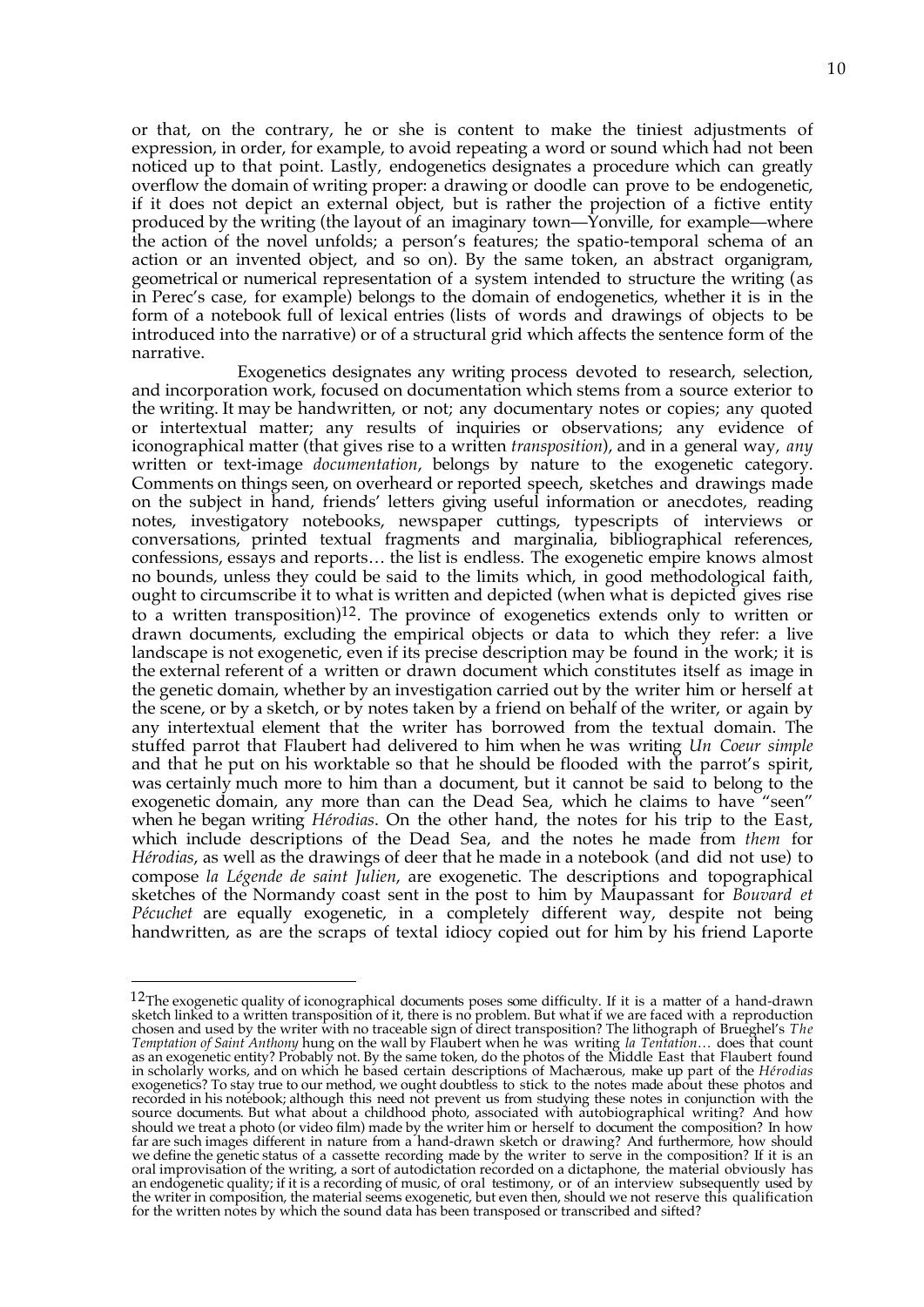or that, on the contrary, he or she is content to make the tiniest adjustments of expression, in order, for example, to avoid repeating a word or sound which had not been noticed up to that point. Lastly, endogenetics designates a procedure which can greatly overflow the domain of writing proper: a drawing or doodle can prove to be endogenetic, if it does not depict an external object, but is rather the projection of a fictive entity produced by the writing (the layout of an imaginary town—Yonville, for example—where the action of the novel unfolds; a person's features; the spatio-temporal schema of an action or an invented object, and so on). By the same token, an abstract organigram, geometrical or numerical representation of a system intended to structure the writing (as in Perec's case, for example) belongs to the domain of endogenetics, whether it is in the form of a notebook full of lexical entries (lists of words and drawings of objects to be introduced into the narrative) or of a structural grid which affects the sentence form of the narrative.

Exogenetics designates any writing process devoted to research, selection, and incorporation work, focused on documentation which stems from a source exterior to the writing. It may be handwritten, or not; any documentary notes or copies; any quoted or intertextual matter; any results of inquiries or observations; any evidence of iconographical matter (that gives rise to a written *transposition*), and in a general way, *any* written or text-image *documentation*, belongs by nature to the exogenetic category. Comments on things seen, on overheard or reported speech, sketches and drawings made on the subject in hand, friends' letters giving useful information or anecdotes, reading notes, investigatory notebooks, newspaper cuttings, typescripts of interviews or conversations, printed textual fragments and marginalia, bibliographical references, confessions, essays and reports… the list is endless. The exogenetic empire knows almost no bounds, unless they could be said to the limits which, in good methodological faith, ought to circumscribe it to what is written and depicted (when what is depicted gives rise to a written transposition)[12]. The province of exogenetics extends only to written or drawn documents, excluding the empirical objects or data to which they refer: a live landscape is not exogenetic, even if its precise description may be found in the work; it is the external referent of a written or drawn document which constitutes itself as image in the genetic domain, whether by an investigation carried out by the writer him or herself at the scene, or by a sketch, or by notes taken by a friend on behalf of the writer, or again by any intertextual element that the writer has borrowed from the textual domain. The stuffed parrot that Flaubert had delivered to him when he was writing *Un Coeur simple* and that he put on his worktable so that he should be flooded with the parrot's spirit, was certainly much more to him than a document, but it cannot be said to belong to the exogenetic domain, any more than can the Dead Sea, which he claims to have "seen" when he began writing *Hérodias*. On the other hand, the notes for his trip to the East, which include descriptions of the Dead Sea, and the notes he made from *them* for *Hérodias*, as well as the drawings of deer that he made in a notebook (and did not use) to compose *la Légende de saint Julien*, are exogenetic. The descriptions and topographical sketches of the Normandy coast sent in the post to him by Maupassant for *Bouvard et Pécuchet* are equally exogenetic, in a completely different way, despite not being handwritten, as are the scraps of textal idiocy copied out for him by his friend Laporte

---

[12] The exogenetic quality of iconographical documents poses some difficulty. If it is a matter of a hand-drawn sketch linked to a written transposition of it, there is no problem. But what if we are faced with a reproduction chosen and used by the writer with no traceable sign of direct transposition? The lithograph of Brueghel's *The Temptation of Saint Anthony* hung on the wall by Flaubert when he was writing *la Tentation…* does that count as an exogenetic entity? Probably not. By the same token, do the photos of the Middle East that Flaubert found in scholarly works, and on which he based certain descriptions of Machærous, make up part of the *Hérodias* exogenetics? To stay true to our method, we ought doubtless to stick to the notes made about these photos and recorded in his notebook; although this need not prevent us from studying these notes in conjunction with the source documents. But what about a childhood photo, associated with autobiographical writing? And how should we treat a photo (or video film) made by the writer him or herself to document the composition? In how far are such images different in nature from a hand-drawn sketch or drawing? And furthermore, how should we define the genetic status of a cassette recording made by the writer to serve in the composition? If it is an oral improvisation of the writing, a sort of autodictation recorded on a dictaphone, the material obviously has an endogenetic quality; if it is a recording of music, of oral testimony, or of an interview subsequently used by the writer in composition, the material seems exogenetic, but even then, should we not reserve this qualification for the written notes by which the sound data has been transposed or transcribed and sifted?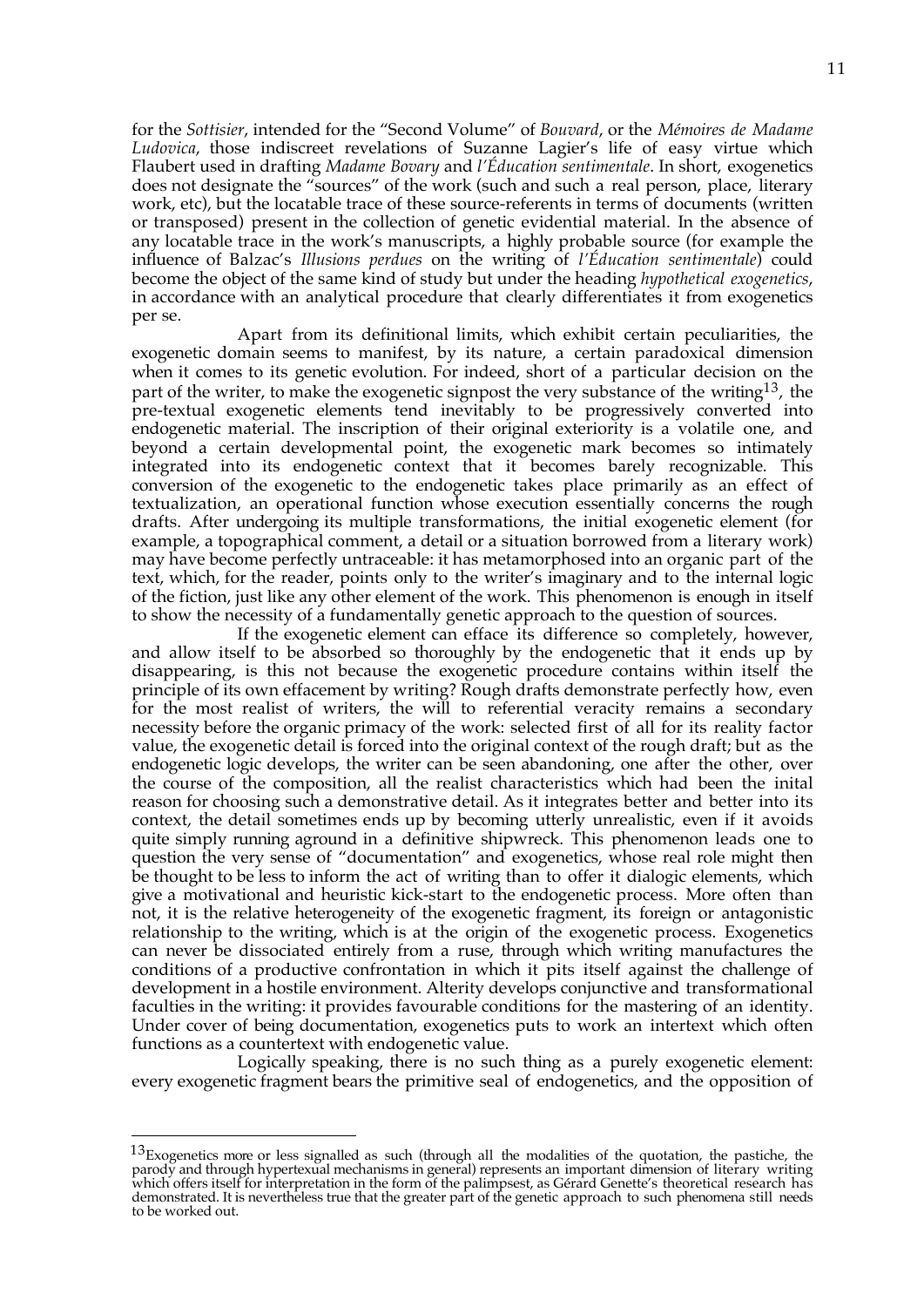for the *Sottisier*, intended for the "Second Volume" of *Bouvard*, or the *Mémoires de Madame Ludovica*, those indiscreet revelations of Suzanne Lagier's life of easy virtue which Flaubert used in drafting *Madame Bovary* and *l'Éducation sentimentale*. In short, exogenetics does not designate the "sources" of the work (such and such a real person, place, literary work, etc), but the locatable trace of these source-referents in terms of documents (written or transposed) present in the collection of genetic evidential material. In the absence of any locatable trace in the work's manuscripts, a highly probable source (for example the influence of Balzac's *Illusions perdues* on the writing of *l'Éducation sentimentale*) could become the object of the same kind of study but under the heading *hypothetical exogenetics*, in accordance with an analytical procedure that clearly differentiates it from exogenetics per se.

Apart from its definitional limits, which exhibit certain peculiarities, the exogenetic domain seems to manifest, by its nature, a certain paradoxical dimension when it comes to its genetic evolution. For indeed, short of a particular decision on the part of the writer, to make the exogenetic signpost the very substance of the writing[13], the pre-textual exogenetic elements tend inevitably to be progressively converted into endogenetic material. The inscription of their original exteriority is a volatile one, and beyond a certain developmental point, the exogenetic mark becomes so intimately integrated into its endogenetic context that it becomes barely recognizable. This conversion of the exogenetic to the endogenetic takes place primarily as an effect of textualization, an operational function whose execution essentially concerns the rough drafts. After undergoing its multiple transformations, the initial exogenetic element (for example, a topographical comment, a detail or a situation borrowed from a literary work) may have become perfectly untraceable: it has metamorphosed into an organic part of the text, which, for the reader, points only to the writer's imaginary and to the internal logic of the fiction, just like any other element of the work. This phenomenon is enough in itself to show the necessity of a fundamentally genetic approach to the question of sources.

If the exogenetic element can efface its difference so completely, however, and allow itself to be absorbed so thoroughly by the endogenetic that it ends up by disappearing, is this not because the exogenetic procedure contains within itself the principle of its own effacement by writing? Rough drafts demonstrate perfectly how, even for the most realist of writers, the will to referential veracity remains a secondary necessity before the organic primacy of the work: selected first of all for its reality factor value, the exogenetic detail is forced into the original context of the rough draft; but as the endogenetic logic develops, the writer can be seen abandoning, one after the other, over the course of the composition, all the realist characteristics which had been the inital reason for choosing such a demonstrative detail. As it integrates better and better into its context, the detail sometimes ends up by becoming utterly unrealistic, even if it avoids quite simply running aground in a definitive shipwreck. This phenomenon leads one to question the very sense of "documentation" and exogenetics, whose real role might then be thought to be less to inform the act of writing than to offer it dialogic elements, which give a motivational and heuristic kick-start to the endogenetic process. More often than not, it is the relative heterogeneity of the exogenetic fragment, its foreign or antagonistic relationship to the writing, which is at the origin of the exogenetic process. Exogenetics can never be dissociated entirely from a ruse, through which writing manufactures the conditions of a productive confrontation in which it pits itself against the challenge of development in a hostile environment. Alterity develops conjunctive and transformational faculties in the writing: it provides favourable conditions for the mastering of an identity. Under cover of being documentation, exogenetics puts to work an intertext which often functions as a countertext with endogenetic value.

Logically speaking, there is no such thing as a purely exogenetic element: every exogenetic fragment bears the primitive seal of endogenetics, and the opposition of

---

[13] Exogenetics more or less signalled as such (through all the modalities of the quotation, the pastiche, the parody and through hypertexual mechanisms in general) represents an important dimension of literary writing which offers itself for interpretation in the form of the palimpsest, as Gérard Genette's theoretical research has demonstrated. It is nevertheless true that the greater part of the genetic approach to such phenomena still needs to be worked out.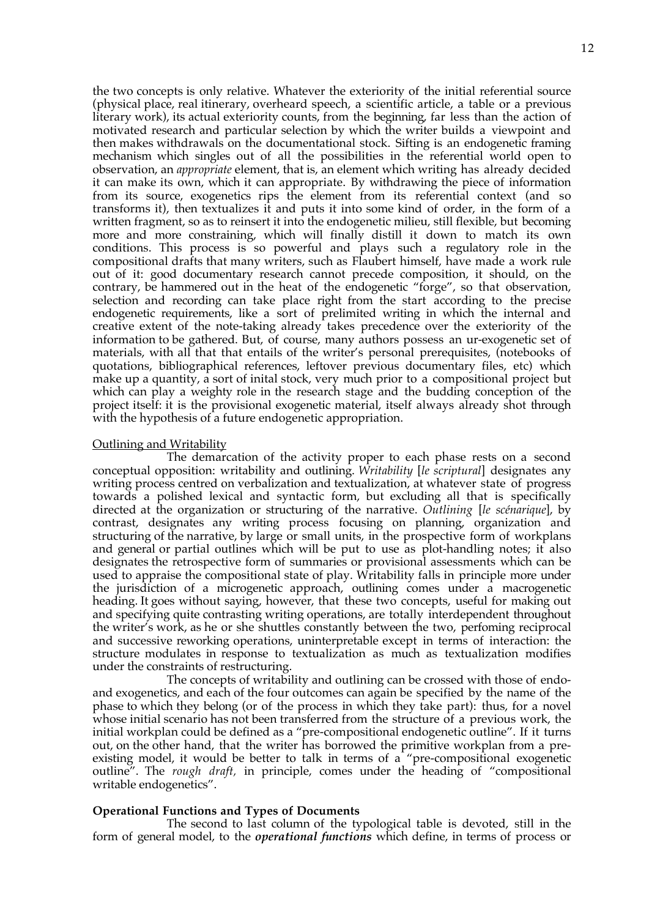the two concepts is only relative. Whatever the exteriority of the initial referential source (physical place, real itinerary, overheard speech, a scientific article, a table or a previous literary work), its actual exteriority counts, from the beginning, far less than the action of motivated research and particular selection by which the writer builds a viewpoint and then makes withdrawals on the documentational stock. Sifting is an endogenetic framing mechanism which singles out of all the possibilities in the referential world open to observation, an *appropriate* element, that is, an element which writing has already decided it can make its own, which it can appropriate. By withdrawing the piece of information from its source, exogenetics rips the element from its referential context (and so transforms it), then textualizes it and puts it into some kind of order, in the form of a written fragment, so as to reinsert it into the endogenetic milieu, still flexible, but becoming more and more constraining, which will finally distill it down to match its own conditions. This process is so powerful and plays such a regulatory role in the compositional drafts that many writers, such as Flaubert himself, have made a work rule out of it: good documentary research cannot precede composition, it should, on the contrary, be hammered out in the heat of the endogenetic "forge", so that observation, selection and recording can take place right from the start according to the precise endogenetic requirements, like a sort of prelimited writing in which the internal and creative extent of the note-taking already takes precedence over the exteriority of the information to be gathered. But, of course, many authors possess an ur-exogenetic set of materials, with all that that entails of the writer's personal prerequisites, (notebooks of quotations, bibliographical references, leftover previous documentary files, etc) which make up a quantity, a sort of inital stock, very much prior to a compositional project but which can play a weighty role in the research stage and the budding conception of the project itself: it is the provisional exogenetic material, itself always already shot through with the hypothesis of a future endogenetic appropriation.

<u>Outlining and Writability</u>

The demarcation of the activity proper to each phase rests on a second conceptual opposition: writability and outlining. *Writability* [*le scriptural*] designates any writing process centred on verbalization and textualization, at whatever state of progress towards a polished lexical and syntactic form, but excluding all that is specifically directed at the organization or structuring of the narrative. *Outlining* [*le scénarique*], by contrast, designates any writing process focusing on planning, organization and structuring of the narrative, by large or small units, in the prospective form of workplans and general or partial outlines which will be put to use as plot-handling notes; it also designates the retrospective form of summaries or provisional assessments which can be used to appraise the compositional state of play. Writability falls in principle more under the jurisdiction of a microgenetic approach, outlining comes under a macrogenetic heading. It goes without saying, however, that these two concepts, useful for making out and specifying quite contrasting writing operations, are totally interdependent throughout the writer's work, as he or she shuttles constantly between the two, perfoming reciprocal and successive reworking operations, uninterpretable except in terms of interaction: the structure modulates in response to textualization as much as textualization modifies under the constraints of restructuring.

The concepts of writability and outlining can be crossed with those of endo- and exogenetics, and each of the four outcomes can again be specified by the name of the phase to which they belong (or of the process in which they take part): thus, for a novel whose initial scenario has not been transferred from the structure of a previous work, the initial workplan could be defined as a "pre-compositional endogenetic outline". If it turns out, on the other hand, that the writer has borrowed the primitive workplan from a pre-existing model, it would be better to talk in terms of a "pre-compositional exogenetic outline". The *rough draft,* in principle, comes under the heading of "compositional writable endogenetics".

**Operational Functions and Types of Documents**

The second to last column of the typological table is devoted, still in the form of general model, to the ***operational functions*** which define, in terms of process or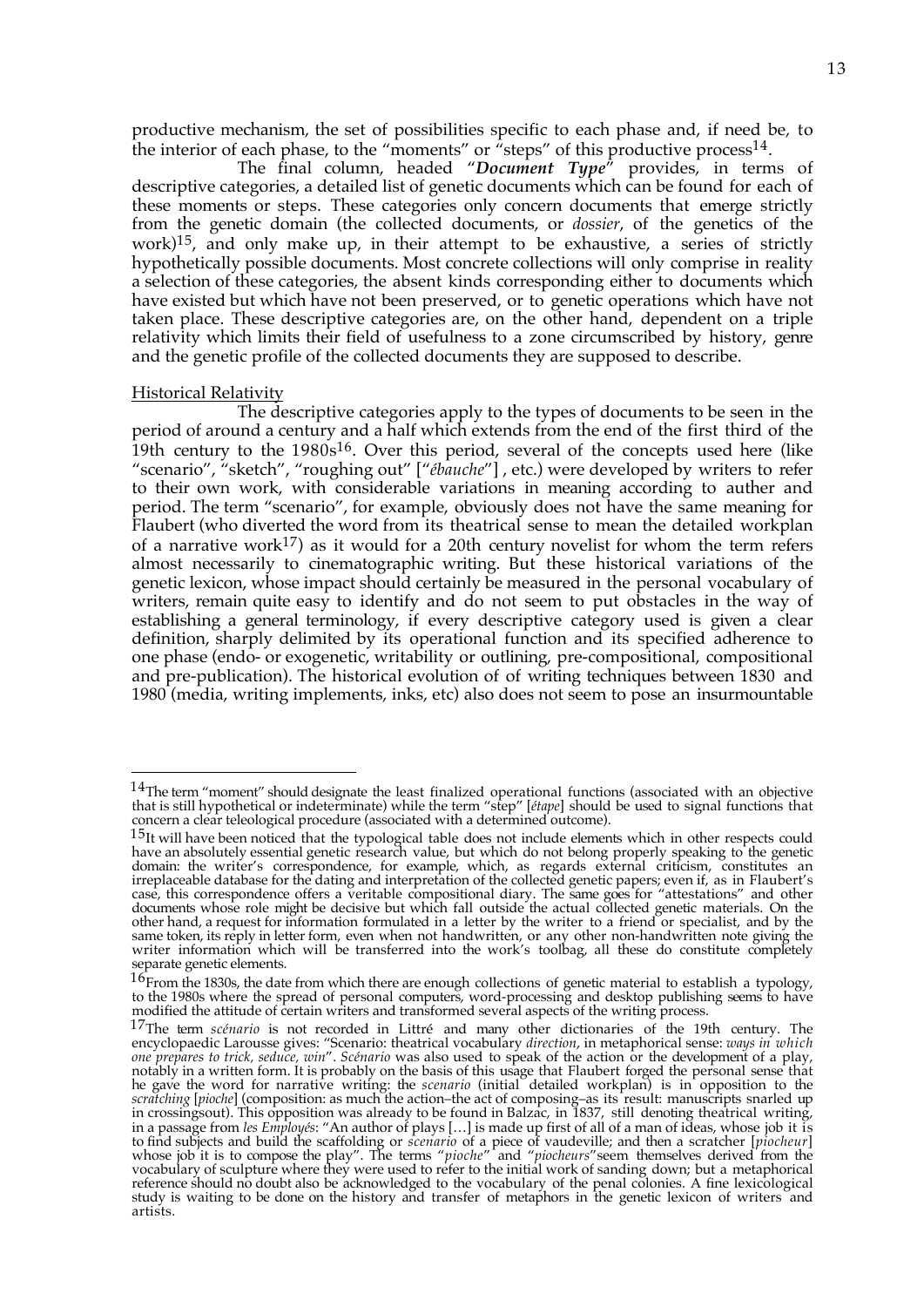productive mechanism, the set of possibilities specific to each phase and, if need be, to the interior of each phase, to the "moments" or "steps" of this productive process[14].

The final column, headed "***Document Type***" provides, in terms of descriptive categories, a detailed list of genetic documents which can be found for each of these moments or steps. These categories only concern documents that emerge strictly from the genetic domain (the collected documents, or *dossier*, of the genetics of the work)[15], and only make up, in their attempt to be exhaustive, a series of strictly hypothetically possible documents. Most concrete collections will only comprise in reality a selection of these categories, the absent kinds corresponding either to documents which have existed but which have not been preserved, or to genetic operations which have not taken place. These descriptive categories are, on the other hand, dependent on a triple relativity which limits their field of usefulness to a zone circumscribed by history, genre and the genetic profile of the collected documents they are supposed to describe.

<u>Historical Relativity</u>

The descriptive categories apply to the types of documents to be seen in the period of around a century and a half which extends from the end of the first third of the 19th century to the 1980s[16]. Over this period, several of the concepts used here (like "scenario", "sketch", "roughing out" ["*ébauche*"] , etc.) were developed by writers to refer to their own work, with considerable variations in meaning according to auther and period. The term "scenario", for example, obviously does not have the same meaning for Flaubert (who diverted the word from its theatrical sense to mean the detailed workplan of a narrative work[17]) as it would for a 20th century novelist for whom the term refers almost necessarily to cinematographic writing. But these historical variations of the genetic lexicon, whose impact should certainly be measured in the personal vocabulary of writers, remain quite easy to identify and do not seem to put obstacles in the way of establishing a general terminology, if every descriptive category used is given a clear definition, sharply delimited by its operational function and its specified adherence to one phase (endo- or exogenetic, writability or outlining, pre-compositional, compositional and pre-publication). The historical evolution of of writing techniques between 1830 and 1980 (media, writing implements, inks, etc) also does not seem to pose an insurmountable

---

[14]The term "moment" should designate the least finalized operational functions (associated with an objective that is still hypothetical or indeterminate) while the term "step" [*étape*] should be used to signal functions that concern a clear teleological procedure (associated with a determined outcome).

[15]It will have been noticed that the typological table does not include elements which in other respects could have an absolutely essential genetic research value, but which do not belong properly speaking to the genetic domain: the writer's correspondence, for example, which, as regards external criticism, constitutes an irreplaceable database for the dating and interpretation of the collected genetic papers; even if, as in Flaubert's case, this correspondence offers a veritable compositional diary. The same goes for "attestations" and other documents whose role might be decisive but which fall outside the actual collected genetic materials. On the other hand, a request for information formulated in a letter by the writer to a friend or specialist, and by the same token, its reply in letter form, even when not handwritten, or any other non-handwritten note giving the writer information which will be transferred into the work's toolbag, all these do constitute completely separate genetic elements.

[16]From the 1830s, the date from which there are enough collections of genetic material to establish a typology, to the 1980s where the spread of personal computers, word-processing and desktop publishing seems to have modified the attitude of certain writers and transformed several aspects of the writing process.

[17]The term *scénario* is not recorded in Littré and many other dictionaries of the 19th century. The encyclopaedic Larousse gives: "Scenario: theatrical vocabulary *direction*, in metaphorical sense: *ways in which one prepares to trick, seduce, win*". *Scénario* was also used to speak of the action or the development of a play, notably in a written form. It is probably on the basis of this usage that Flaubert forged the personal sense that he gave the word for narrative writing: the *scenario* (initial detailed workplan) is in opposition to the *scratching* [*pioche*] (composition: as much the action–the act of composing–as its result: manuscripts snarled up in crossingsout). This opposition was already to be found in Balzac, in 1837, still denoting theatrical writing, in a passage from *les Employés*: "An author of plays […] is made up first of all of a man of ideas, whose job it is to find subjects and build the scaffolding or *scenario* of a piece of vaudeville; and then a scratcher [*piocheur*] whose job it is to compose the play". The terms "*pioche*" and "*piocheurs*"seem themselves derived from the vocabulary of sculpture where they were used to refer to the initial work of sanding down; but a metaphorical reference should no doubt also be acknowledged to the vocabulary of the penal colonies. A fine lexicological study is waiting to be done on the history and transfer of metaphors in the genetic lexicon of writers and artists.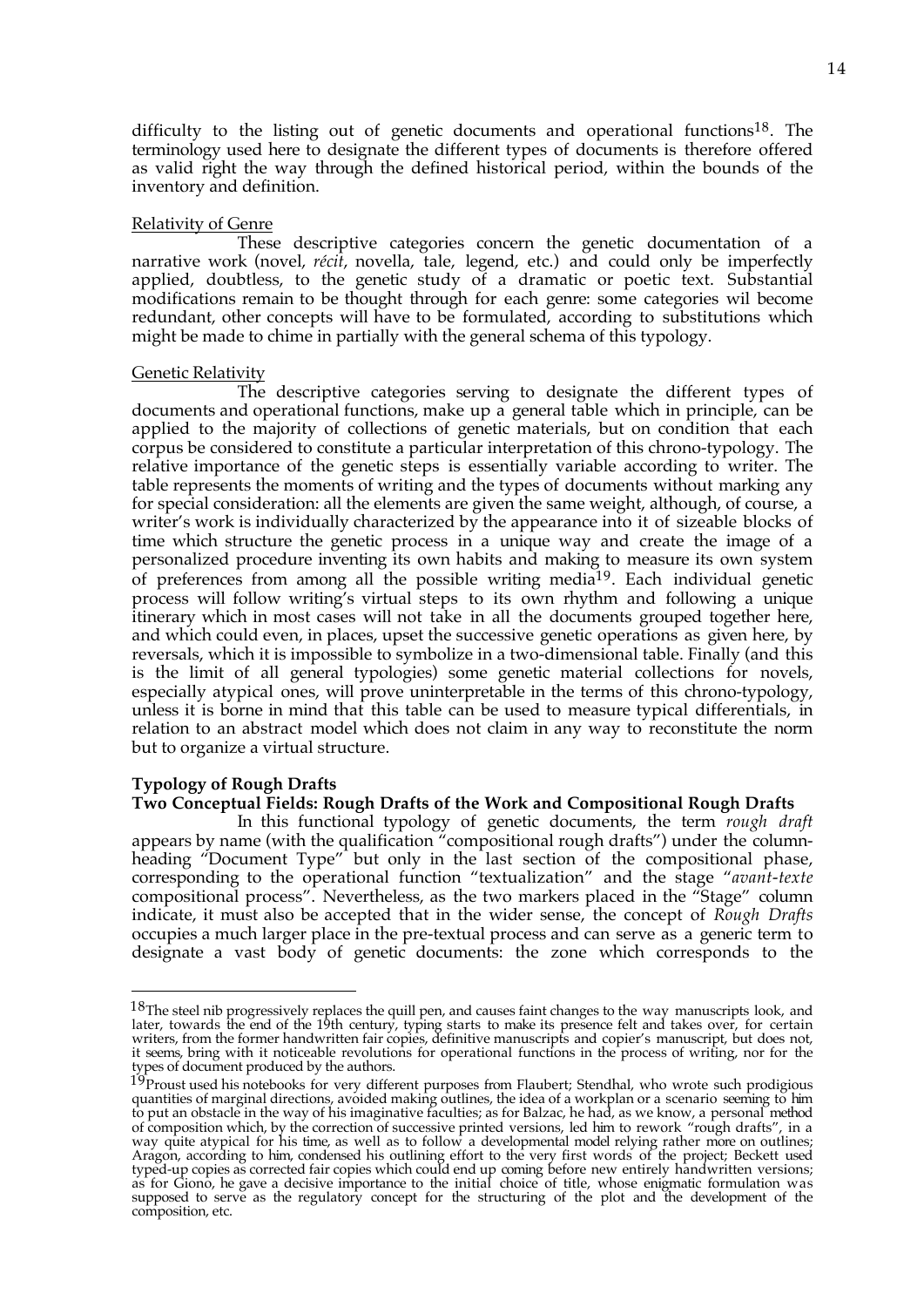difficulty to the listing out of genetic documents and operational functions[18]. The terminology used here to designate the different types of documents is therefore offered as valid right the way through the defined historical period, within the bounds of the inventory and definition.

Relativity of Genre

These descriptive categories concern the genetic documentation of a narrative work (novel, *récit*, novella, tale, legend, etc.) and could only be imperfectly applied, doubtless, to the genetic study of a dramatic or poetic text. Substantial modifications remain to be thought through for each genre: some categories wil become redundant, other concepts will have to be formulated, according to substitutions which might be made to chime in partially with the general schema of this typology.

Genetic Relativity

The descriptive categories serving to designate the different types of documents and operational functions, make up a general table which in principle, can be applied to the majority of collections of genetic materials, but on condition that each corpus be considered to constitute a particular interpretation of this chrono-typology. The relative importance of the genetic steps is essentially variable according to writer. The table represents the moments of writing and the types of documents without marking any for special consideration: all the elements are given the same weight, although, of course, a writer's work is individually characterized by the appearance into it of sizeable blocks of time which structure the genetic process in a unique way and create the image of a personalized procedure inventing its own habits and making to measure its own system of preferences from among all the possible writing media[19]. Each individual genetic process will follow writing's virtual steps to its own rhythm and following a unique itinerary which in most cases will not take in all the documents grouped together here, and which could even, in places, upset the successive genetic operations as given here, by reversals, which it is impossible to symbolize in a two-dimensional table. Finally (and this is the limit of all general typologies) some genetic material collections for novels, especially atypical ones, will prove uninterpretable in the terms of this chrono-typology, unless it is borne in mind that this table can be used to measure typical differentials, in relation to an abstract model which does not claim in any way to reconstitute the norm but to organize a virtual structure.

**Typology of Rough Drafts**

**Two Conceptual Fields: Rough Drafts of the Work and Compositional Rough Drafts**

In this functional typology of genetic documents, the term *rough draft* appears by name (with the qualification "compositional rough drafts") under the column-heading "Document Type" but only in the last section of the compositional phase, corresponding to the operational function "textualization" and the stage "*avant-texte* compositional process". Nevertheless, as the two markers placed in the "Stage" column indicate, it must also be accepted that in the wider sense, the concept of *Rough Drafts* occupies a much larger place in the pre-textual process and can serve as a generic term to designate a vast body of genetic documents: the zone which corresponds to the

---

[18] The steel nib progressively replaces the quill pen, and causes faint changes to the way manuscripts look, and later, towards the end of the 19th century, typing starts to make its presence felt and takes over, for certain writers, from the former handwritten fair copies, definitive manuscripts and copier's manuscript, but does not, it seems, bring with it noticeable revolutions for operational functions in the process of writing, nor for the types of document produced by the authors.

[19] Proust used his notebooks for very different purposes from Flaubert; Stendhal, who wrote such prodigious quantities of marginal directions, avoided making outlines, the idea of a workplan or a scenario seeming to him to put an obstacle in the way of his imaginative faculties; as for Balzac, he had, as we know, a personal method of composition which, by the correction of successive printed versions, led him to rework "rough drafts", in a way quite atypical for his time, as well as to follow a developmental model relying rather more on outlines; Aragon, according to him, condensed his outlining effort to the very first words of the project; Beckett used typed-up copies as corrected fair copies which could end up coming before new entirely handwritten versions; as for Giono, he gave a decisive importance to the initial choice of title, whose enigmatic formulation was supposed to serve as the regulatory concept for the structuring of the plot and the development of the composition, etc.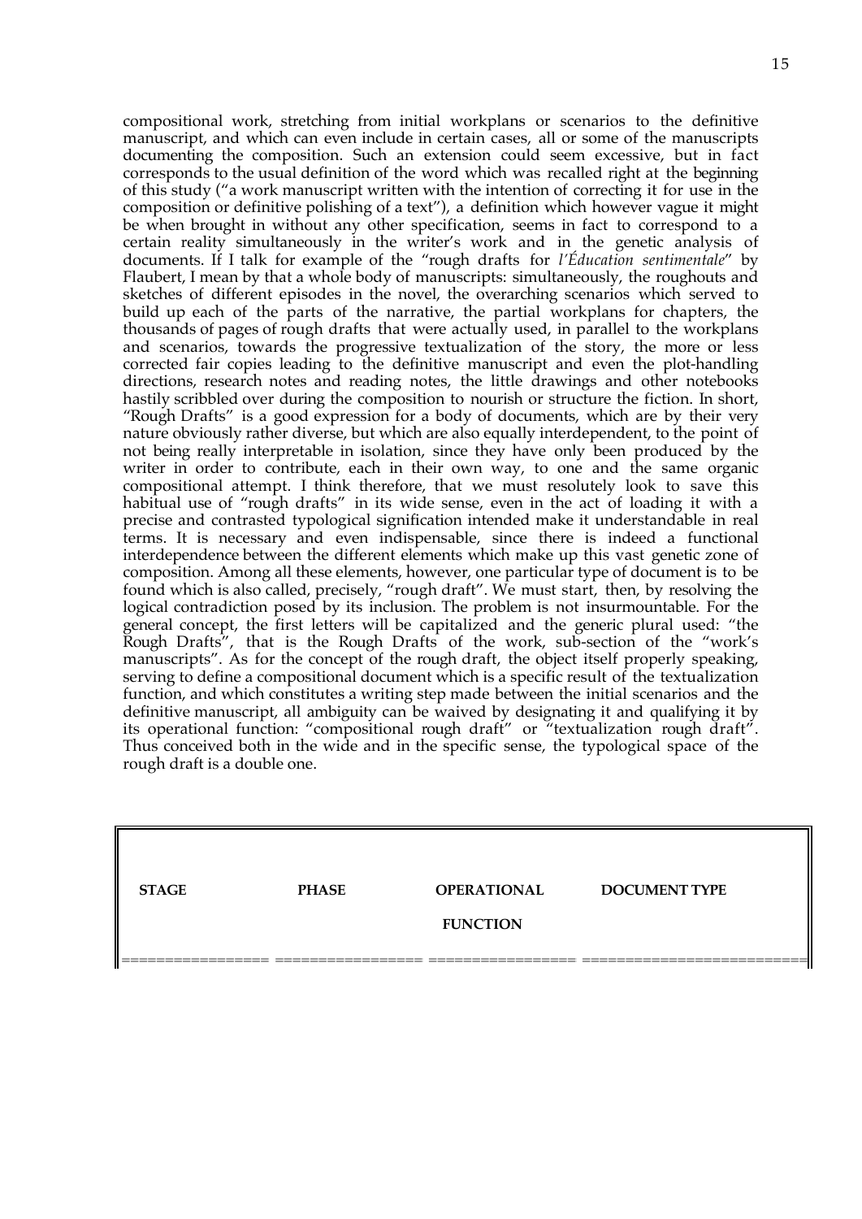compositional work, stretching from initial workplans or scenarios to the definitive manuscript, and which can even include in certain cases, all or some of the manuscripts documenting the composition. Such an extension could seem excessive, but in fact corresponds to the usual definition of the word which was recalled right at the beginning of this study ("a work manuscript written with the intention of correcting it for use in the composition or definitive polishing of a text"), a definition which however vague it might be when brought in without any other specification, seems in fact to correspond to a certain reality simultaneously in the writer's work and in the genetic analysis of documents. If I talk for example of the "rough drafts for *l'Éducation sentimentale*" by Flaubert, I mean by that a whole body of manuscripts: simultaneously, the roughouts and sketches of different episodes in the novel, the overarching scenarios which served to build up each of the parts of the narrative, the partial workplans for chapters, the thousands of pages of rough drafts that were actually used, in parallel to the workplans and scenarios, towards the progressive textualization of the story, the more or less corrected fair copies leading to the definitive manuscript and even the plot-handling directions, research notes and reading notes, the little drawings and other notebooks hastily scribbled over during the composition to nourish or structure the fiction. In short, "Rough Drafts" is a good expression for a body of documents, which are by their very nature obviously rather diverse, but which are also equally interdependent, to the point of not being really interpretable in isolation, since they have only been produced by the writer in order to contribute, each in their own way, to one and the same organic compositional attempt. I think therefore, that we must resolutely look to save this habitual use of "rough drafts" in its wide sense, even in the act of loading it with a precise and contrasted typological signification intended make it understandable in real terms. It is necessary and even indispensable, since there is indeed a functional interdependence between the different elements which make up this vast genetic zone of composition. Among all these elements, however, one particular type of document is to be found which is also called, precisely, "rough draft". We must start, then, by resolving the logical contradiction posed by its inclusion. The problem is not insurmountable. For the general concept, the first letters will be capitalized and the generic plural used: "the Rough Drafts", that is the Rough Drafts of the work, sub-section of the "work's manuscripts". As for the concept of the rough draft, the object itself properly speaking, serving to define a compositional document which is a specific result of the textualization function, and which constitutes a writing step made between the initial scenarios and the definitive manuscript, all ambiguity can be waived by designating it and qualifying it by its operational function: "compositional rough draft" or "textualization rough draft". Thus conceived both in the wide and in the specific sense, the typological space of the rough draft is a double one.

| STAGE | PHASE | OPERATIONAL FUNCTION | DOCUMENT TYPE |
|---|---|---|---|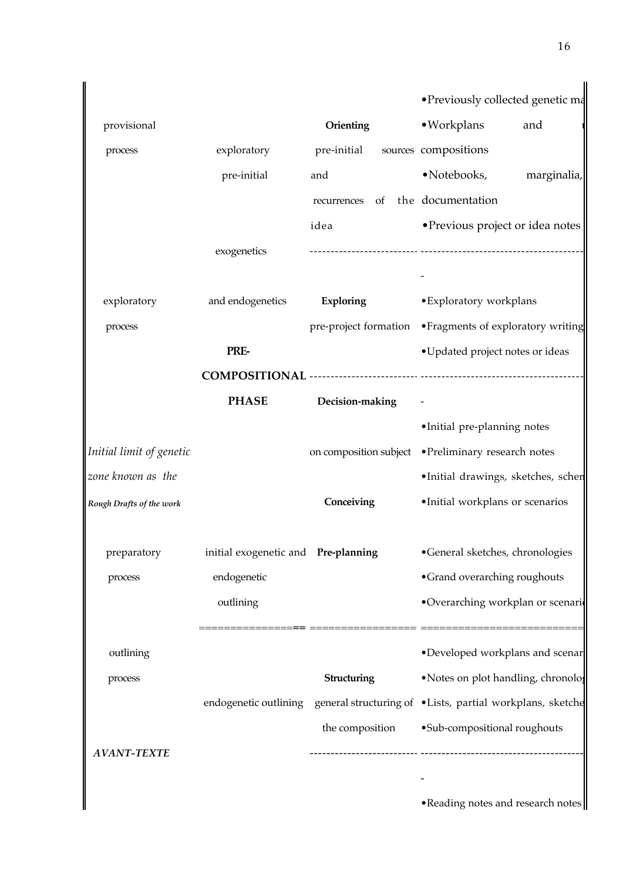| | | | |
|---|---|---|---|
| | | | •Previously collected genetic ma |
| provisional | | **Orienting** | •Workplans and |
| process | exploratory | pre-initial sources | compositions |
| | pre-initial | and | •Notebooks, marginalia, |
| | | recurrences of the | documentation |
| | | idea | •Previous project or idea notes |
| | exogenetics | ------------------------- | -------------------------------------- |
| | | | - |
| exploratory | and endogenetics | **Exploring** | •Exploratory workplans |
| process | | pre-project formation | •Fragments of exploratory writing |
| | **PRE-** | | •Updated project notes or ideas |
| | **COMPOSITIONAL** | ------------------------- | -------------------------------------- |
| | **PHASE** | **Decision-making** | - |
| | | | •Initial pre-planning notes |
| *Initial limit of genetic* | | on composition subject | •Preliminary research notes |
| *zone known as the* | | | •Initial drawings, sketches, schen |
| *Rough Drafts of the work* | | **Conceiving** | •Initial workplans or scenarios |
| preparatory | initial exogenetic and | **Pre-planning** | •General sketches, chronologies |
| process | endogenetic | | •Grand overarching roughouts |
| | outlining | | •Overarching workplan or scenari |
| | ================= | ================= | ========================== |
| outlining | | | •Developed workplans and scenar |
| process | | **Structuring** | •Notes on plot handling, chronolo |
| | endogenetic outlining | general structuring of | •Lists, partial workplans, sketche |
| | | the composition | •Sub-compositional roughouts |
| ***AVANT-TEXTE*** | | ------------------------- | -------------------------------------- |
| | | | - |
| | | | •Reading notes and research notes |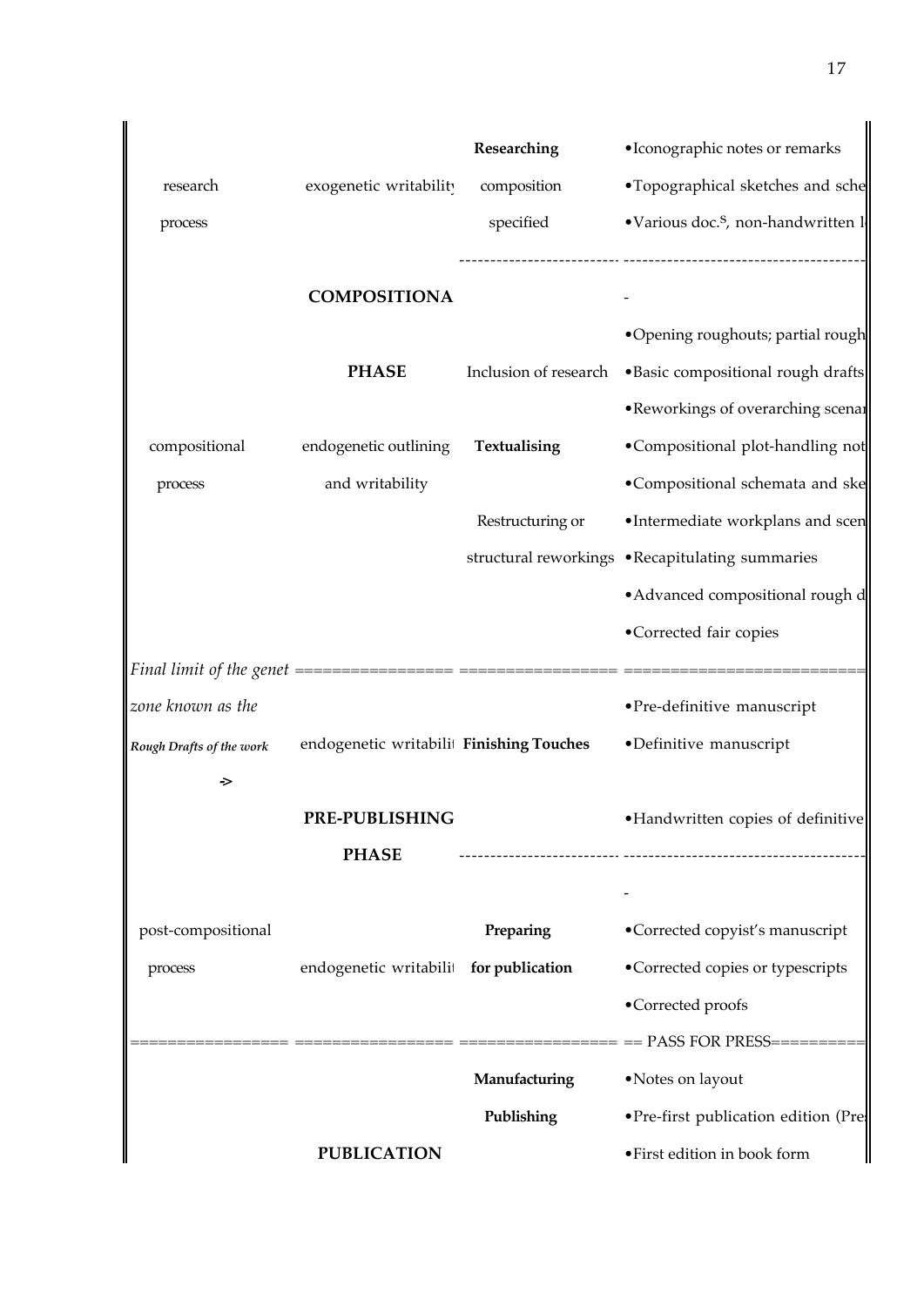| | | | |
|---|---|---|---|
| | | **Researching** | •Iconographic notes or remarks |
| research | exogenetic writability | composition | •Topographical sketches and sche |
| process | | specified | •Various doc.[s], non-handwritten l |
| | | ------------------------- | ------------------------------------- |
| | **COMPOSITIONA** | | - |
| | | | •Opening roughouts; partial rough |
| | **PHASE** | Inclusion of research | •Basic compositional rough drafts |
| | | | •Reworkings of overarching scenar |
| compositional | endogenetic outlining | **Textualising** | •Compositional plot-handling not |
| process | and writability | | •Compositional schemata and ske |
| | | Restructuring or | •Intermediate workplans and scen |
| | | structural reworkings | •Recapitulating summaries |
| | | | •Advanced compositional rough d |
| | | | •Corrected fair copies |
| *Final limit of the genet* ================ | ================ | ================ | ========================= |
| *zone known as the* | | | •Pre-definitive manuscript |
| ***Rough Drafts of the work*** | endogenetic writabilit | **Finishing Touches** | •Definitive manuscript |
| -> | | | |
| | **PRE-PUBLISHING** | | •Handwritten copies of definitive |
| | **PHASE** | ------------------------- | ------------------------------------- |
| | | | - |
| post-compositional | | **Preparing** | •Corrected copyist's manuscript |
| process | endogenetic writabilit | **for publication** | •Corrected copies or typescripts |
| | | | •Corrected proofs |
| ================ | ================ | ================ | == PASS FOR PRESS========== |
| | | **Manufacturing** | •Notes on layout |
| | | **Publishing** | •Pre-first publication edition (Pre |
| | **PUBLICATION** | | •First edition in book form |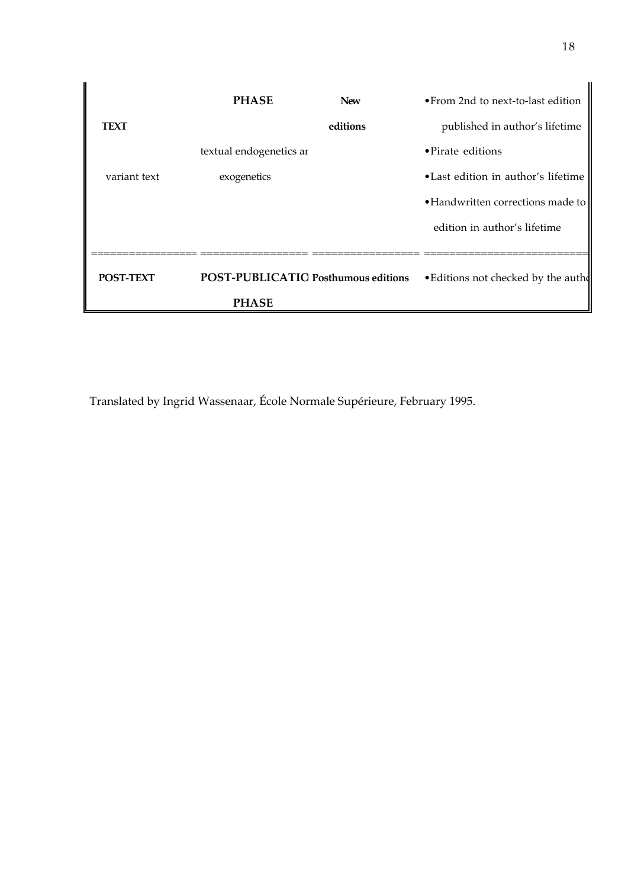| | | | |
|---|---|---|---|
| **TEXT** | **PHASE** | **New editions** | •From 2nd to next-to-last edition published in author's lifetime |
| variant text | textual endogenetics ar exogenetics | | •Pirate editions |
| | | | •Last edition in author's lifetime |
| | | | •Handwritten corrections made to edition in author's lifetime |
| **POST-TEXT** | **POST-PUBLICATIO PHASE** | **Posthumous editions** | •Editions not checked by the autho |

Translated by Ingrid Wassenaar, École Normale Supérieure, February 1995.